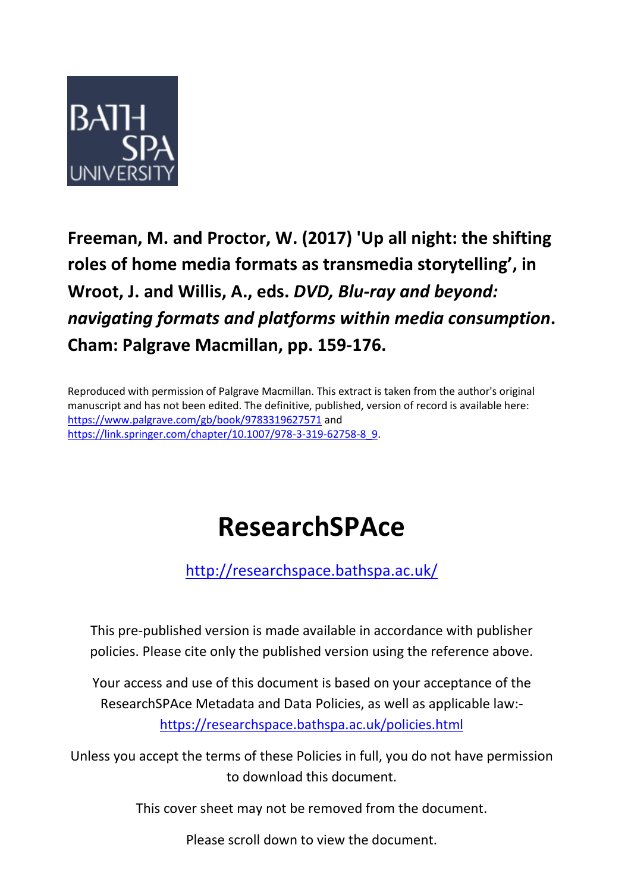BATH SPA UNIVERSITY

**Freeman, M. and Proctor, W. (2017) 'Up all night: the shifting roles of home media formats as transmedia storytelling', in Wroot, J. and Willis, A., eds. *DVD, Blu-ray and beyond: navigating formats and platforms within media consumption*. Cham: Palgrave Macmillan, pp. 159-176.**

Reproduced with permission of Palgrave Macmillan. This extract is taken from the author's original manuscript and has not been edited. The definitive, published, version of record is available here: https://www.palgrave.com/gb/book/9783319627571 and https://link.springer.com/chapter/10.1007/978-3-319-62758-8_9.

# ResearchSPAce

http://researchspace.bathspa.ac.uk/

This pre-published version is made available in accordance with publisher policies. Please cite only the published version using the reference above.

Your access and use of this document is based on your acceptance of the ResearchSPAce Metadata and Data Policies, as well as applicable law:- https://researchspace.bathspa.ac.uk/policies.html

Unless you accept the terms of these Policies in full, you do not have permission to download this document.

This cover sheet may not be removed from the document.

Please scroll down to view the document.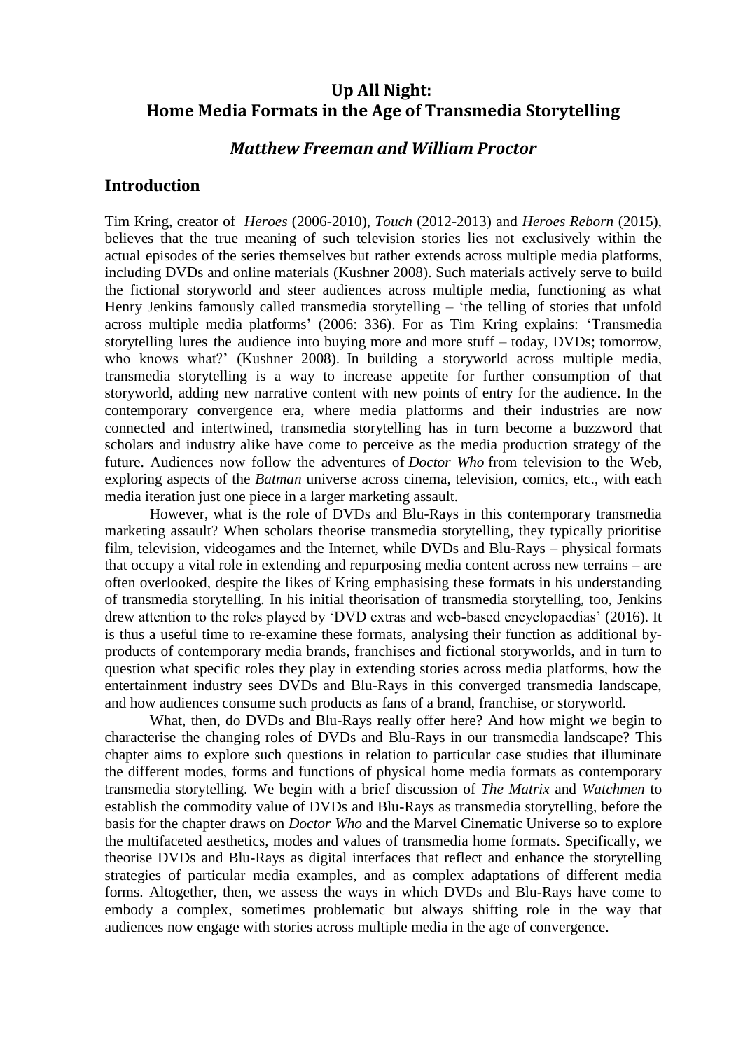# Up All Night: Home Media Formats in the Age of Transmedia Storytelling

### *Matthew Freeman and William Proctor*

## Introduction

Tim Kring, creator of *Heroes* (2006-2010), *Touch* (2012-2013) and *Heroes Reborn* (2015), believes that the true meaning of such television stories lies not exclusively within the actual episodes of the series themselves but rather extends across multiple media platforms, including DVDs and online materials (Kushner 2008). Such materials actively serve to build the fictional storyworld and steer audiences across multiple media, functioning as what Henry Jenkins famously called transmedia storytelling – 'the telling of stories that unfold across multiple media platforms' (2006: 336). For as Tim Kring explains: 'Transmedia storytelling lures the audience into buying more and more stuff – today, DVDs; tomorrow, who knows what?' (Kushner 2008). In building a storyworld across multiple media, transmedia storytelling is a way to increase appetite for further consumption of that storyworld, adding new narrative content with new points of entry for the audience. In the contemporary convergence era, where media platforms and their industries are now connected and intertwined, transmedia storytelling has in turn become a buzzword that scholars and industry alike have come to perceive as the media production strategy of the future. Audiences now follow the adventures of *Doctor Who* from television to the Web, exploring aspects of the *Batman* universe across cinema, television, comics, etc., with each media iteration just one piece in a larger marketing assault.

However, what is the role of DVDs and Blu-Rays in this contemporary transmedia marketing assault? When scholars theorise transmedia storytelling, they typically prioritise film, television, videogames and the Internet, while DVDs and Blu-Rays – physical formats that occupy a vital role in extending and repurposing media content across new terrains – are often overlooked, despite the likes of Kring emphasising these formats in his understanding of transmedia storytelling. In his initial theorisation of transmedia storytelling, too, Jenkins drew attention to the roles played by 'DVD extras and web-based encyclopaedias' (2016). It is thus a useful time to re-examine these formats, analysing their function as additional by-products of contemporary media brands, franchises and fictional storyworlds, and in turn to question what specific roles they play in extending stories across media platforms, how the entertainment industry sees DVDs and Blu-Rays in this converged transmedia landscape, and how audiences consume such products as fans of a brand, franchise, or storyworld.

What, then, do DVDs and Blu-Rays really offer here? And how might we begin to characterise the changing roles of DVDs and Blu-Rays in our transmedia landscape? This chapter aims to explore such questions in relation to particular case studies that illuminate the different modes, forms and functions of physical home media formats as contemporary transmedia storytelling. We begin with a brief discussion of *The Matrix* and *Watchmen* to establish the commodity value of DVDs and Blu-Rays as transmedia storytelling, before the basis for the chapter draws on *Doctor Who* and the Marvel Cinematic Universe so to explore the multifaceted aesthetics, modes and values of transmedia home formats. Specifically, we theorise DVDs and Blu-Rays as digital interfaces that reflect and enhance the storytelling strategies of particular media examples, and as complex adaptations of different media forms. Altogether, then, we assess the ways in which DVDs and Blu-Rays have come to embody a complex, sometimes problematic but always shifting role in the way that audiences now engage with stories across multiple media in the age of convergence.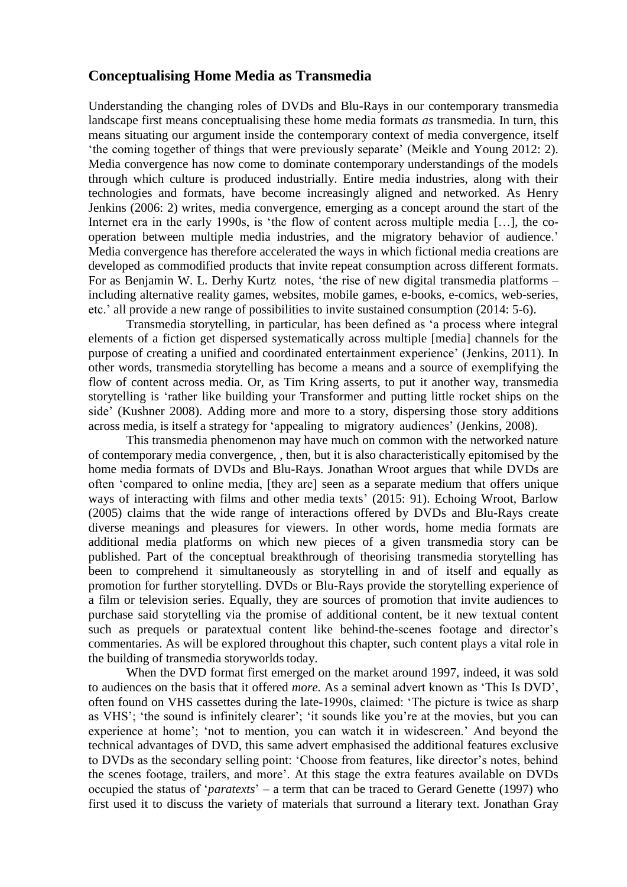## Conceptualising Home Media as Transmedia

Understanding the changing roles of DVDs and Blu-Rays in our contemporary transmedia landscape first means conceptualising these home media formats *as* transmedia. In turn, this means situating our argument inside the contemporary context of media convergence, itself 'the coming together of things that were previously separate' (Meikle and Young 2012: 2). Media convergence has now come to dominate contemporary understandings of the models through which culture is produced industrially. Entire media industries, along with their technologies and formats, have become increasingly aligned and networked. As Henry Jenkins (2006: 2) writes, media convergence, emerging as a concept around the start of the Internet era in the early 1990s, is 'the flow of content across multiple media […], the co-operation between multiple media industries, and the migratory behavior of audience.' Media convergence has therefore accelerated the ways in which fictional media creations are developed as commodified products that invite repeat consumption across different formats. For as Benjamin W. L. Derhy Kurtz notes, 'the rise of new digital transmedia platforms – including alternative reality games, websites, mobile games, e-books, e-comics, web-series, etc.' all provide a new range of possibilities to invite sustained consumption (2014: 5-6).

Transmedia storytelling, in particular, has been defined as 'a process where integral elements of a fiction get dispersed systematically across multiple [media] channels for the purpose of creating a unified and coordinated entertainment experience' (Jenkins, 2011). In other words, transmedia storytelling has become a means and a source of exemplifying the flow of content across media. Or, as Tim Kring asserts, to put it another way, transmedia storytelling is 'rather like building your Transformer and putting little rocket ships on the side' (Kushner 2008). Adding more and more to a story, dispersing those story additions across media, is itself a strategy for 'appealing to migratory audiences' (Jenkins, 2008).

This transmedia phenomenon may have much on common with the networked nature of contemporary media convergence, , then, but it is also characteristically epitomised by the home media formats of DVDs and Blu-Rays. Jonathan Wroot argues that while DVDs are often 'compared to online media, [they are] seen as a separate medium that offers unique ways of interacting with films and other media texts' (2015: 91). Echoing Wroot, Barlow (2005) claims that the wide range of interactions offered by DVDs and Blu-Rays create diverse meanings and pleasures for viewers. In other words, home media formats are additional media platforms on which new pieces of a given transmedia story can be published. Part of the conceptual breakthrough of theorising transmedia storytelling has been to comprehend it simultaneously as storytelling in and of itself and equally as promotion for further storytelling. DVDs or Blu-Rays provide the storytelling experience of a film or television series. Equally, they are sources of promotion that invite audiences to purchase said storytelling via the promise of additional content, be it new textual content such as prequels or paratextual content like behind-the-scenes footage and director's commentaries. As will be explored throughout this chapter, such content plays a vital role in the building of transmedia storyworlds today.

When the DVD format first emerged on the market around 1997, indeed, it was sold to audiences on the basis that it offered *more*. As a seminal advert known as 'This Is DVD', often found on VHS cassettes during the late-1990s, claimed: 'The picture is twice as sharp as VHS'; 'the sound is infinitely clearer'; 'it sounds like you're at the movies, but you can experience at home'; 'not to mention, you can watch it in widescreen.' And beyond the technical advantages of DVD, this same advert emphasised the additional features exclusive to DVDs as the secondary selling point: 'Choose from features, like director's notes, behind the scenes footage, trailers, and more'. At this stage the extra features available on DVDs occupied the status of '*paratexts*' – a term that can be traced to Gerard Genette (1997) who first used it to discuss the variety of materials that surround a literary text. Jonathan Gray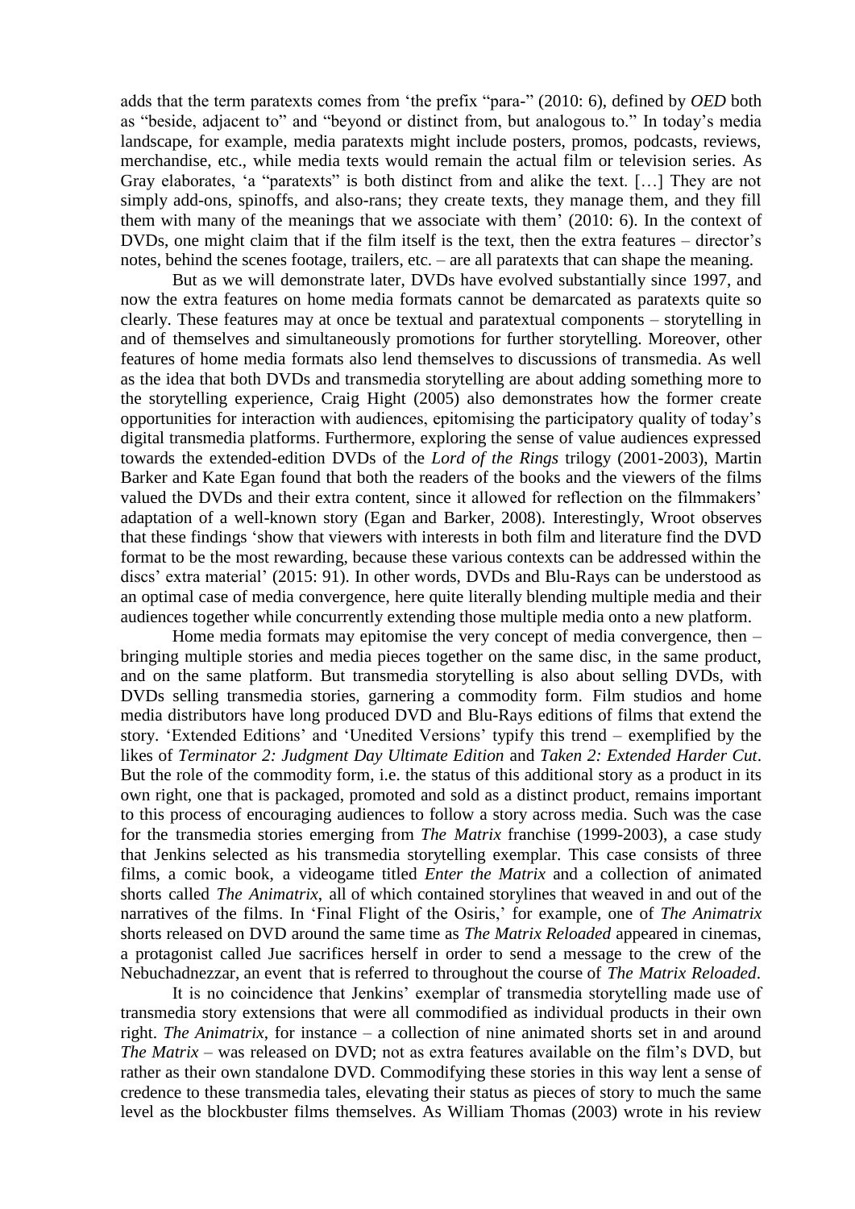adds that the term paratexts comes from 'the prefix "para-" (2010: 6), defined by *OED* both as "beside, adjacent to" and "beyond or distinct from, but analogous to." In today's media landscape, for example, media paratexts might include posters, promos, podcasts, reviews, merchandise, etc., while media texts would remain the actual film or television series. As Gray elaborates, 'a "paratexts" is both distinct from and alike the text. […] They are not simply add-ons, spinoffs, and also-rans; they create texts, they manage them, and they fill them with many of the meanings that we associate with them' (2010: 6). In the context of DVDs, one might claim that if the film itself is the text, then the extra features – director's notes, behind the scenes footage, trailers, etc. – are all paratexts that can shape the meaning.

But as we will demonstrate later, DVDs have evolved substantially since 1997, and now the extra features on home media formats cannot be demarcated as paratexts quite so clearly. These features may at once be textual and paratextual components – storytelling in and of themselves and simultaneously promotions for further storytelling. Moreover, other features of home media formats also lend themselves to discussions of transmedia. As well as the idea that both DVDs and transmedia storytelling are about adding something more to the storytelling experience, Craig Hight (2005) also demonstrates how the former create opportunities for interaction with audiences, epitomising the participatory quality of today's digital transmedia platforms. Furthermore, exploring the sense of value audiences expressed towards the extended-edition DVDs of the *Lord of the Rings* trilogy (2001-2003), Martin Barker and Kate Egan found that both the readers of the books and the viewers of the films valued the DVDs and their extra content, since it allowed for reflection on the filmmakers' adaptation of a well-known story (Egan and Barker, 2008). Interestingly, Wroot observes that these findings 'show that viewers with interests in both film and literature find the DVD format to be the most rewarding, because these various contexts can be addressed within the discs' extra material' (2015: 91). In other words, DVDs and Blu-Rays can be understood as an optimal case of media convergence, here quite literally blending multiple media and their audiences together while concurrently extending those multiple media onto a new platform.

Home media formats may epitomise the very concept of media convergence, then – bringing multiple stories and media pieces together on the same disc, in the same product, and on the same platform. But transmedia storytelling is also about selling DVDs, with DVDs selling transmedia stories, garnering a commodity form. Film studios and home media distributors have long produced DVD and Blu-Rays editions of films that extend the story. 'Extended Editions' and 'Unedited Versions' typify this trend – exemplified by the likes of *Terminator 2: Judgment Day Ultimate Edition* and *Taken 2: Extended Harder Cut*. But the role of the commodity form, i.e. the status of this additional story as a product in its own right, one that is packaged, promoted and sold as a distinct product, remains important to this process of encouraging audiences to follow a story across media. Such was the case for the transmedia stories emerging from *The Matrix* franchise (1999-2003), a case study that Jenkins selected as his transmedia storytelling exemplar. This case consists of three films, a comic book, a videogame titled *Enter the Matrix* and a collection of animated shorts called *The Animatrix*, all of which contained storylines that weaved in and out of the narratives of the films. In 'Final Flight of the Osiris,' for example, one of *The Animatrix* shorts released on DVD around the same time as *The Matrix Reloaded* appeared in cinemas, a protagonist called Jue sacrifices herself in order to send a message to the crew of the Nebuchadnezzar, an event that is referred to throughout the course of *The Matrix Reloaded*.

It is no coincidence that Jenkins' exemplar of transmedia storytelling made use of transmedia story extensions that were all commodified as individual products in their own right. *The Animatrix*, for instance – a collection of nine animated shorts set in and around *The Matrix* – was released on DVD; not as extra features available on the film's DVD, but rather as their own standalone DVD. Commodifying these stories in this way lent a sense of credence to these transmedia tales, elevating their status as pieces of story to much the same level as the blockbuster films themselves. As William Thomas (2003) wrote in his review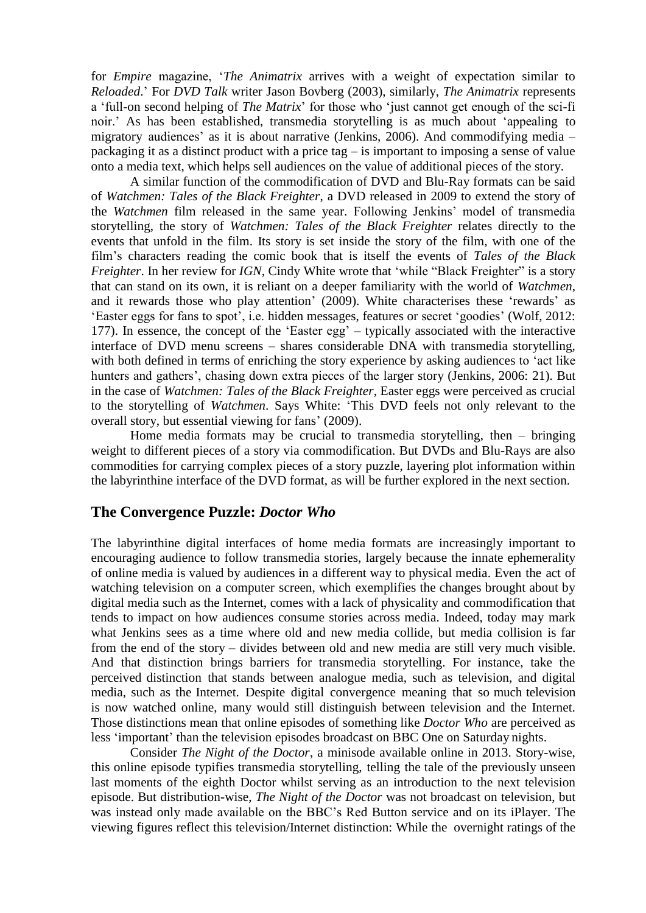for *Empire* magazine, '*The Animatrix* arrives with a weight of expectation similar to *Reloaded*.' For *DVD Talk* writer Jason Bovberg (2003), similarly, *The Animatrix* represents a 'full-on second helping of *The Matrix*' for those who 'just cannot get enough of the sci-fi noir.' As has been established, transmedia storytelling is as much about 'appealing to migratory audiences' as it is about narrative (Jenkins, 2006). And commodifying media – packaging it as a distinct product with a price tag – is important to imposing a sense of value onto a media text, which helps sell audiences on the value of additional pieces of the story.

A similar function of the commodification of DVD and Blu-Ray formats can be said of *Watchmen: Tales of the Black Freighter*, a DVD released in 2009 to extend the story of the *Watchmen* film released in the same year. Following Jenkins' model of transmedia storytelling, the story of *Watchmen: Tales of the Black Freighter* relates directly to the events that unfold in the film. Its story is set inside the story of the film, with one of the film's characters reading the comic book that is itself the events of *Tales of the Black Freighter*. In her review for *IGN*, Cindy White wrote that 'while "Black Freighter" is a story that can stand on its own, it is reliant on a deeper familiarity with the world of *Watchmen*, and it rewards those who play attention' (2009). White characterises these 'rewards' as 'Easter eggs for fans to spot', i.e. hidden messages, features or secret 'goodies' (Wolf, 2012: 177). In essence, the concept of the 'Easter egg' – typically associated with the interactive interface of DVD menu screens – shares considerable DNA with transmedia storytelling, with both defined in terms of enriching the story experience by asking audiences to 'act like hunters and gathers', chasing down extra pieces of the larger story (Jenkins, 2006: 21). But in the case of *Watchmen: Tales of the Black Freighter*, Easter eggs were perceived as crucial to the storytelling of *Watchmen*. Says White: 'This DVD feels not only relevant to the overall story, but essential viewing for fans' (2009).

Home media formats may be crucial to transmedia storytelling, then – bringing weight to different pieces of a story via commodification. But DVDs and Blu-Rays are also commodities for carrying complex pieces of a story puzzle, layering plot information within the labyrinthine interface of the DVD format, as will be further explored in the next section.

## The Convergence Puzzle: *Doctor Who*

The labyrinthine digital interfaces of home media formats are increasingly important to encouraging audience to follow transmedia stories, largely because the innate ephemerality of online media is valued by audiences in a different way to physical media. Even the act of watching television on a computer screen, which exemplifies the changes brought about by digital media such as the Internet, comes with a lack of physicality and commodification that tends to impact on how audiences consume stories across media. Indeed, today may mark what Jenkins sees as a time where old and new media collide, but media collision is far from the end of the story – divides between old and new media are still very much visible. And that distinction brings barriers for transmedia storytelling. For instance, take the perceived distinction that stands between analogue media, such as television, and digital media, such as the Internet. Despite digital convergence meaning that so much television is now watched online, many would still distinguish between television and the Internet. Those distinctions mean that online episodes of something like *Doctor Who* are perceived as less 'important' than the television episodes broadcast on BBC One on Saturday nights.

Consider *The Night of the Doctor*, a minisode available online in 2013. Story-wise, this online episode typifies transmedia storytelling, telling the tale of the previously unseen last moments of the eighth Doctor whilst serving as an introduction to the next television episode. But distribution-wise, *The Night of the Doctor* was not broadcast on television, but was instead only made available on the BBC's Red Button service and on its iPlayer. The viewing figures reflect this television/Internet distinction: While the overnight ratings of the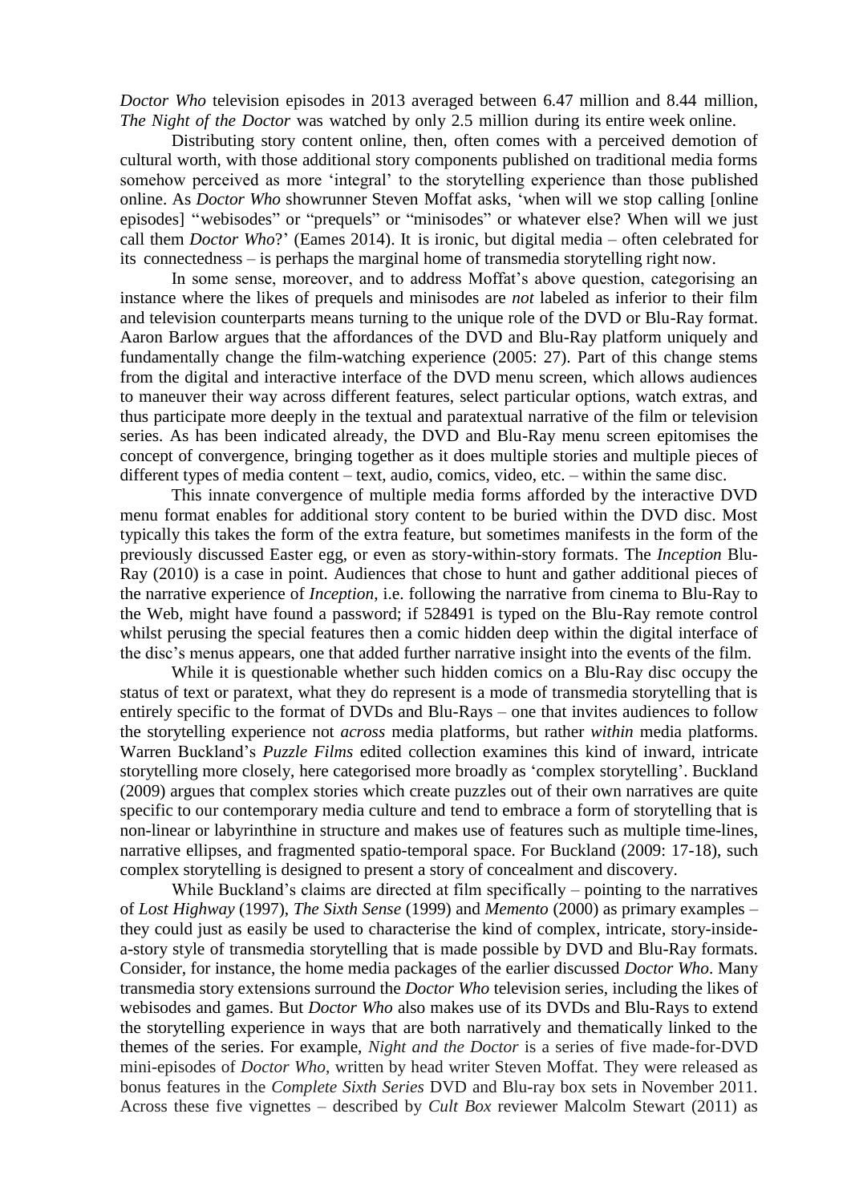*Doctor Who* television episodes in 2013 averaged between 6.47 million and 8.44 million, *The Night of the Doctor* was watched by only 2.5 million during its entire week online.

Distributing story content online, then, often comes with a perceived demotion of cultural worth, with those additional story components published on traditional media forms somehow perceived as more 'integral' to the storytelling experience than those published online. As *Doctor Who* showrunner Steven Moffat asks, 'when will we stop calling [online episodes] "webisodes" or "prequels" or "minisodes" or whatever else? When will we just call them *Doctor Who*?' (Eames 2014). It is ironic, but digital media – often celebrated for its connectedness – is perhaps the marginal home of transmedia storytelling right now.

In some sense, moreover, and to address Moffat's above question, categorising an instance where the likes of prequels and minisodes are *not* labeled as inferior to their film and television counterparts means turning to the unique role of the DVD or Blu-Ray format. Aaron Barlow argues that the affordances of the DVD and Blu-Ray platform uniquely and fundamentally change the film-watching experience (2005: 27). Part of this change stems from the digital and interactive interface of the DVD menu screen, which allows audiences to maneuver their way across different features, select particular options, watch extras, and thus participate more deeply in the textual and paratextual narrative of the film or television series. As has been indicated already, the DVD and Blu-Ray menu screen epitomises the concept of convergence, bringing together as it does multiple stories and multiple pieces of different types of media content – text, audio, comics, video, etc. – within the same disc.

This innate convergence of multiple media forms afforded by the interactive DVD menu format enables for additional story content to be buried within the DVD disc. Most typically this takes the form of the extra feature, but sometimes manifests in the form of the previously discussed Easter egg, or even as story-within-story formats. The *Inception* Blu-Ray (2010) is a case in point. Audiences that chose to hunt and gather additional pieces of the narrative experience of *Inception*, i.e. following the narrative from cinema to Blu-Ray to the Web, might have found a password; if 528491 is typed on the Blu-Ray remote control whilst perusing the special features then a comic hidden deep within the digital interface of the disc's menus appears, one that added further narrative insight into the events of the film.

While it is questionable whether such hidden comics on a Blu-Ray disc occupy the status of text or paratext, what they do represent is a mode of transmedia storytelling that is entirely specific to the format of DVDs and Blu-Rays – one that invites audiences to follow the storytelling experience not *across* media platforms, but rather *within* media platforms. Warren Buckland's *Puzzle Films* edited collection examines this kind of inward, intricate storytelling more closely, here categorised more broadly as 'complex storytelling'. Buckland (2009) argues that complex stories which create puzzles out of their own narratives are quite specific to our contemporary media culture and tend to embrace a form of storytelling that is non-linear or labyrinthine in structure and makes use of features such as multiple time-lines, narrative ellipses, and fragmented spatio-temporal space. For Buckland (2009: 17-18), such complex storytelling is designed to present a story of concealment and discovery.

While Buckland's claims are directed at film specifically – pointing to the narratives of *Lost Highway* (1997), *The Sixth Sense* (1999) and *Memento* (2000) as primary examples – they could just as easily be used to characterise the kind of complex, intricate, story-inside-a-story style of transmedia storytelling that is made possible by DVD and Blu-Ray formats. Consider, for instance, the home media packages of the earlier discussed *Doctor Who*. Many transmedia story extensions surround the *Doctor Who* television series, including the likes of webisodes and games. But *Doctor Who* also makes use of its DVDs and Blu-Rays to extend the storytelling experience in ways that are both narratively and thematically linked to the themes of the series. For example, *Night and the Doctor* is a series of five made-for-DVD mini-episodes of *Doctor Who*, written by head writer Steven Moffat. They were released as bonus features in the *Complete Sixth Series* DVD and Blu-ray box sets in November 2011. Across these five vignettes – described by *Cult Box* reviewer Malcolm Stewart (2011) as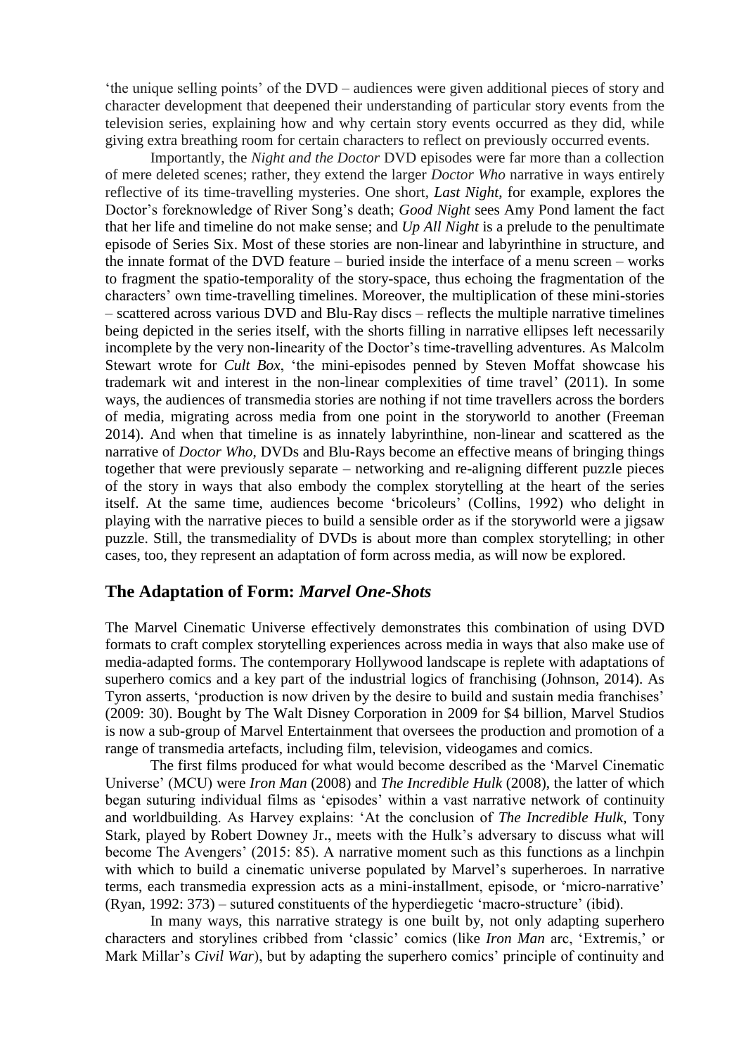'the unique selling points' of the DVD – audiences were given additional pieces of story and character development that deepened their understanding of particular story events from the television series, explaining how and why certain story events occurred as they did, while giving extra breathing room for certain characters to reflect on previously occurred events.

Importantly, the *Night and the Doctor* DVD episodes were far more than a collection of mere deleted scenes; rather, they extend the larger *Doctor Who* narrative in ways entirely reflective of its time-travelling mysteries. One short, *Last Night*, for example, explores the Doctor's foreknowledge of River Song's death; *Good Night* sees Amy Pond lament the fact that her life and timeline do not make sense; and *Up All Night* is a prelude to the penultimate episode of Series Six. Most of these stories are non-linear and labyrinthine in structure, and the innate format of the DVD feature – buried inside the interface of a menu screen – works to fragment the spatio-temporality of the story-space, thus echoing the fragmentation of the characters' own time-travelling timelines. Moreover, the multiplication of these mini-stories – scattered across various DVD and Blu-Ray discs – reflects the multiple narrative timelines being depicted in the series itself, with the shorts filling in narrative ellipses left necessarily incomplete by the very non-linearity of the Doctor's time-travelling adventures. As Malcolm Stewart wrote for *Cult Box*, 'the mini-episodes penned by Steven Moffat showcase his trademark wit and interest in the non-linear complexities of time travel' (2011). In some ways, the audiences of transmedia stories are nothing if not time travellers across the borders of media, migrating across media from one point in the storyworld to another (Freeman 2014). And when that timeline is as innately labyrinthine, non-linear and scattered as the narrative of *Doctor Who*, DVDs and Blu-Rays become an effective means of bringing things together that were previously separate – networking and re-aligning different puzzle pieces of the story in ways that also embody the complex storytelling at the heart of the series itself. At the same time, audiences become 'bricoleurs' (Collins, 1992) who delight in playing with the narrative pieces to build a sensible order as if the storyworld were a jigsaw puzzle. Still, the transmediality of DVDs is about more than complex storytelling; in other cases, too, they represent an adaptation of form across media, as will now be explored.

## The Adaptation of Form: *Marvel One-Shots*

The Marvel Cinematic Universe effectively demonstrates this combination of using DVD formats to craft complex storytelling experiences across media in ways that also make use of media-adapted forms. The contemporary Hollywood landscape is replete with adaptations of superhero comics and a key part of the industrial logics of franchising (Johnson, 2014). As Tyron asserts, 'production is now driven by the desire to build and sustain media franchises' (2009: 30). Bought by The Walt Disney Corporation in 2009 for $4 billion, Marvel Studios is now a sub-group of Marvel Entertainment that oversees the production and promotion of a range of transmedia artefacts, including film, television, videogames and comics.

The first films produced for what would become described as the 'Marvel Cinematic Universe' (MCU) were *Iron Man* (2008) and *The Incredible Hulk* (2008), the latter of which began suturing individual films as 'episodes' within a vast narrative network of continuity and worldbuilding. As Harvey explains: 'At the conclusion of *The Incredible Hulk*, Tony Stark, played by Robert Downey Jr., meets with the Hulk's adversary to discuss what will become The Avengers' (2015: 85). A narrative moment such as this functions as a linchpin with which to build a cinematic universe populated by Marvel's superheroes. In narrative terms, each transmedia expression acts as a mini-installment, episode, or 'micro-narrative' (Ryan, 1992: 373) – sutured constituents of the hyperdiegetic 'macro-structure' (ibid).

In many ways, this narrative strategy is one built by, not only adapting superhero characters and storylines cribbed from 'classic' comics (like *Iron Man* arc, 'Extremis,' or Mark Millar's *Civil War*), but by adapting the superhero comics' principle of continuity and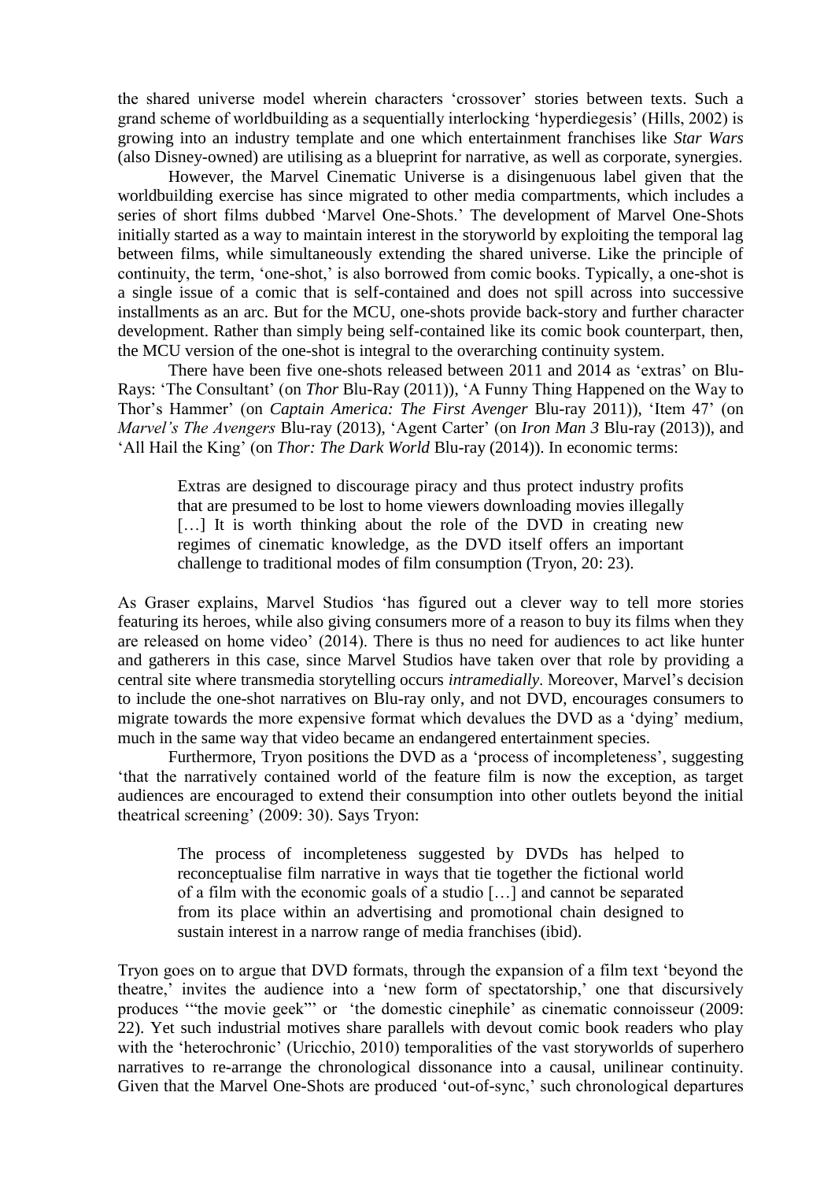the shared universe model wherein characters 'crossover' stories between texts. Such a grand scheme of worldbuilding as a sequentially interlocking 'hyperdiegesis' (Hills, 2002) is growing into an industry template and one which entertainment franchises like *Star Wars* (also Disney-owned) are utilising as a blueprint for narrative, as well as corporate, synergies.

However, the Marvel Cinematic Universe is a disingenuous label given that the worldbuilding exercise has since migrated to other media compartments, which includes a series of short films dubbed 'Marvel One-Shots.' The development of Marvel One-Shots initially started as a way to maintain interest in the storyworld by exploiting the temporal lag between films, while simultaneously extending the shared universe. Like the principle of continuity, the term, 'one-shot,' is also borrowed from comic books. Typically, a one-shot is a single issue of a comic that is self-contained and does not spill across into successive installments as an arc. But for the MCU, one-shots provide back-story and further character development. Rather than simply being self-contained like its comic book counterpart, then, the MCU version of the one-shot is integral to the overarching continuity system.

There have been five one-shots released between 2011 and 2014 as 'extras' on Blu-Rays: 'The Consultant' (on *Thor* Blu-Ray (2011)), 'A Funny Thing Happened on the Way to Thor's Hammer' (on *Captain America: The First Avenger* Blu-ray 2011)), 'Item 47' (on *Marvel's The Avengers* Blu-ray (2013), 'Agent Carter' (on *Iron Man 3* Blu-ray (2013)), and 'All Hail the King' (on *Thor: The Dark World* Blu-ray (2014)). In economic terms:

> Extras are designed to discourage piracy and thus protect industry profits that are presumed to be lost to home viewers downloading movies illegally [...] It is worth thinking about the role of the DVD in creating new regimes of cinematic knowledge, as the DVD itself offers an important challenge to traditional modes of film consumption (Tryon, 20: 23).

As Graser explains, Marvel Studios 'has figured out a clever way to tell more stories featuring its heroes, while also giving consumers more of a reason to buy its films when they are released on home video' (2014). There is thus no need for audiences to act like hunter and gatherers in this case, since Marvel Studios have taken over that role by providing a central site where transmedia storytelling occurs *intramedially*. Moreover, Marvel's decision to include the one-shot narratives on Blu-ray only, and not DVD, encourages consumers to migrate towards the more expensive format which devalues the DVD as a 'dying' medium, much in the same way that video became an endangered entertainment species.

Furthermore, Tryon positions the DVD as a 'process of incompleteness', suggesting 'that the narratively contained world of the feature film is now the exception, as target audiences are encouraged to extend their consumption into other outlets beyond the initial theatrical screening' (2009: 30). Says Tryon:

> The process of incompleteness suggested by DVDs has helped to reconceptualise film narrative in ways that tie together the fictional world of a film with the economic goals of a studio [...] and cannot be separated from its place within an advertising and promotional chain designed to sustain interest in a narrow range of media franchises (ibid).

Tryon goes on to argue that DVD formats, through the expansion of a film text 'beyond the theatre,' invites the audience into a 'new form of spectatorship,' one that discursively produces '"the movie geek"' or 'the domestic cinephile' as cinematic connoisseur (2009: 22). Yet such industrial motives share parallels with devout comic book readers who play with the 'heterochronic' (Uricchio, 2010) temporalities of the vast storyworlds of superhero narratives to re-arrange the chronological dissonance into a causal, unilinear continuity. Given that the Marvel One-Shots are produced 'out-of-sync,' such chronological departures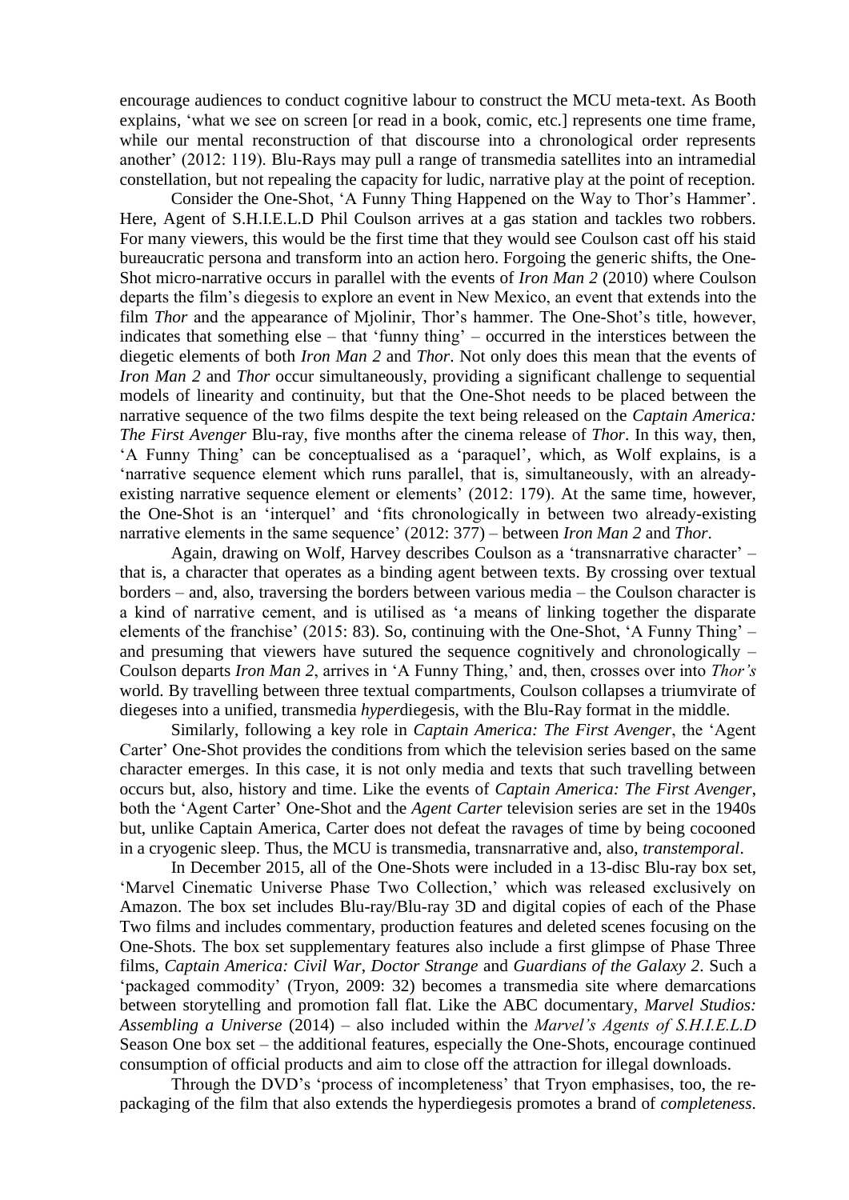encourage audiences to conduct cognitive labour to construct the MCU meta-text. As Booth explains, 'what we see on screen [or read in a book, comic, etc.] represents one time frame, while our mental reconstruction of that discourse into a chronological order represents another' (2012: 119). Blu-Rays may pull a range of transmedia satellites into an intramedial constellation, but not repealing the capacity for ludic, narrative play at the point of reception.

Consider the One-Shot, 'A Funny Thing Happened on the Way to Thor's Hammer'. Here, Agent of S.H.I.E.L.D Phil Coulson arrives at a gas station and tackles two robbers. For many viewers, this would be the first time that they would see Coulson cast off his staid bureaucratic persona and transform into an action hero. Forgoing the generic shifts, the One-Shot micro-narrative occurs in parallel with the events of *Iron Man 2* (2010) where Coulson departs the film's diegesis to explore an event in New Mexico, an event that extends into the film *Thor* and the appearance of Mjolinir, Thor's hammer. The One-Shot's title, however, indicates that something else – that 'funny thing' – occurred in the interstices between the diegetic elements of both *Iron Man 2* and *Thor*. Not only does this mean that the events of *Iron Man 2* and *Thor* occur simultaneously, providing a significant challenge to sequential models of linearity and continuity, but that the One-Shot needs to be placed between the narrative sequence of the two films despite the text being released on the *Captain America: The First Avenger* Blu-ray, five months after the cinema release of *Thor*. In this way, then, 'A Funny Thing' can be conceptualised as a 'paraquel', which, as Wolf explains, is a 'narrative sequence element which runs parallel, that is, simultaneously, with an already-existing narrative sequence element or elements' (2012: 179). At the same time, however, the One-Shot is an 'interquel' and 'fits chronologically in between two already-existing narrative elements in the same sequence' (2012: 377) – between *Iron Man 2* and *Thor*.

Again, drawing on Wolf, Harvey describes Coulson as a 'transnarrative character' – that is, a character that operates as a binding agent between texts. By crossing over textual borders – and, also, traversing the borders between various media – the Coulson character is a kind of narrative cement, and is utilised as 'a means of linking together the disparate elements of the franchise' (2015: 83). So, continuing with the One-Shot, 'A Funny Thing' – and presuming that viewers have sutured the sequence cognitively and chronologically – Coulson departs *Iron Man 2*, arrives in 'A Funny Thing,' and, then, crosses over into *Thor's* world. By travelling between three textual compartments, Coulson collapses a triumvirate of diegeses into a unified, transmedia *hyper*diegesis, with the Blu-Ray format in the middle.

Similarly, following a key role in *Captain America: The First Avenger*, the 'Agent Carter' One-Shot provides the conditions from which the television series based on the same character emerges. In this case, it is not only media and texts that such travelling between occurs but, also, history and time. Like the events of *Captain America: The First Avenger*, both the 'Agent Carter' One-Shot and the *Agent Carter* television series are set in the 1940s but, unlike Captain America, Carter does not defeat the ravages of time by being cocooned in a cryogenic sleep. Thus, the MCU is transmedia, transnarrative and, also, *transtemporal*.

In December 2015, all of the One-Shots were included in a 13-disc Blu-ray box set, 'Marvel Cinematic Universe Phase Two Collection,' which was released exclusively on Amazon. The box set includes Blu-ray/Blu-ray 3D and digital copies of each of the Phase Two films and includes commentary, production features and deleted scenes focusing on the One-Shots. The box set supplementary features also include a first glimpse of Phase Three films, *Captain America: Civil War*, *Doctor Strange* and *Guardians of the Galaxy 2*. Such a 'packaged commodity' (Tryon, 2009: 32) becomes a transmedia site where demarcations between storytelling and promotion fall flat. Like the ABC documentary, *Marvel Studios: Assembling a Universe* (2014) – also included within the *Marvel's Agents of S.H.I.E.L.D* Season One box set – the additional features, especially the One-Shots, encourage continued consumption of official products and aim to close off the attraction for illegal downloads.

Through the DVD's 'process of incompleteness' that Tryon emphasises, too, the re-packaging of the film that also extends the hyperdiegesis promotes a brand of *completeness*.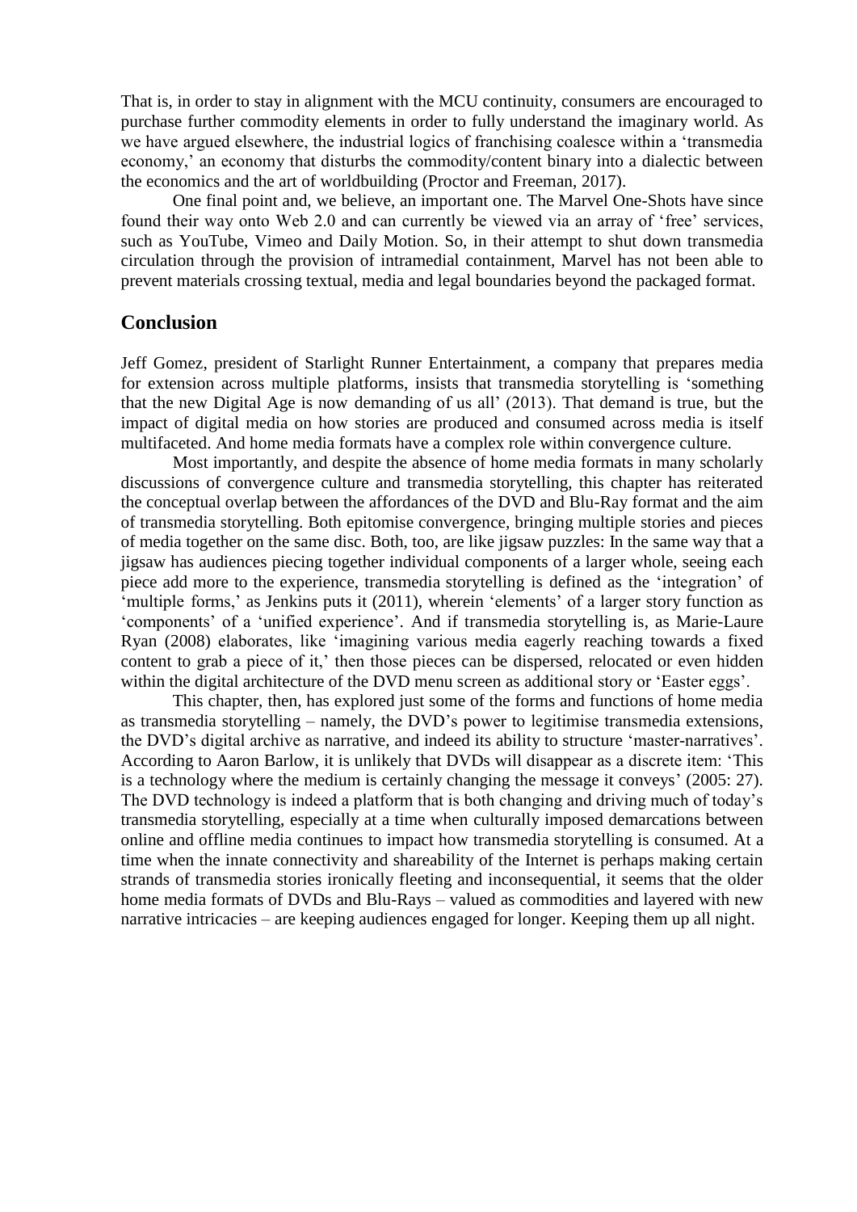That is, in order to stay in alignment with the MCU continuity, consumers are encouraged to purchase further commodity elements in order to fully understand the imaginary world. As we have argued elsewhere, the industrial logics of franchising coalesce within a 'transmedia economy,' an economy that disturbs the commodity/content binary into a dialectic between the economics and the art of worldbuilding (Proctor and Freeman, 2017).

One final point and, we believe, an important one. The Marvel One-Shots have since found their way onto Web 2.0 and can currently be viewed via an array of 'free' services, such as YouTube, Vimeo and Daily Motion. So, in their attempt to shut down transmedia circulation through the provision of intramedial containment, Marvel has not been able to prevent materials crossing textual, media and legal boundaries beyond the packaged format.

## Conclusion

Jeff Gomez, president of Starlight Runner Entertainment, a company that prepares media for extension across multiple platforms, insists that transmedia storytelling is 'something that the new Digital Age is now demanding of us all' (2013). That demand is true, but the impact of digital media on how stories are produced and consumed across media is itself multifaceted. And home media formats have a complex role within convergence culture.

Most importantly, and despite the absence of home media formats in many scholarly discussions of convergence culture and transmedia storytelling, this chapter has reiterated the conceptual overlap between the affordances of the DVD and Blu-Ray format and the aim of transmedia storytelling. Both epitomise convergence, bringing multiple stories and pieces of media together on the same disc. Both, too, are like jigsaw puzzles: In the same way that a jigsaw has audiences piecing together individual components of a larger whole, seeing each piece add more to the experience, transmedia storytelling is defined as the 'integration' of 'multiple forms,' as Jenkins puts it (2011), wherein 'elements' of a larger story function as 'components' of a 'unified experience'. And if transmedia storytelling is, as Marie-Laure Ryan (2008) elaborates, like 'imagining various media eagerly reaching towards a fixed content to grab a piece of it,' then those pieces can be dispersed, relocated or even hidden within the digital architecture of the DVD menu screen as additional story or 'Easter eggs'.

This chapter, then, has explored just some of the forms and functions of home media as transmedia storytelling – namely, the DVD's power to legitimise transmedia extensions, the DVD's digital archive as narrative, and indeed its ability to structure 'master-narratives'. According to Aaron Barlow, it is unlikely that DVDs will disappear as a discrete item: 'This is a technology where the medium is certainly changing the message it conveys' (2005: 27). The DVD technology is indeed a platform that is both changing and driving much of today's transmedia storytelling, especially at a time when culturally imposed demarcations between online and offline media continues to impact how transmedia storytelling is consumed. At a time when the innate connectivity and shareability of the Internet is perhaps making certain strands of transmedia stories ironically fleeting and inconsequential, it seems that the older home media formats of DVDs and Blu-Rays – valued as commodities and layered with new narrative intricacies – are keeping audiences engaged for longer. Keeping them up all night.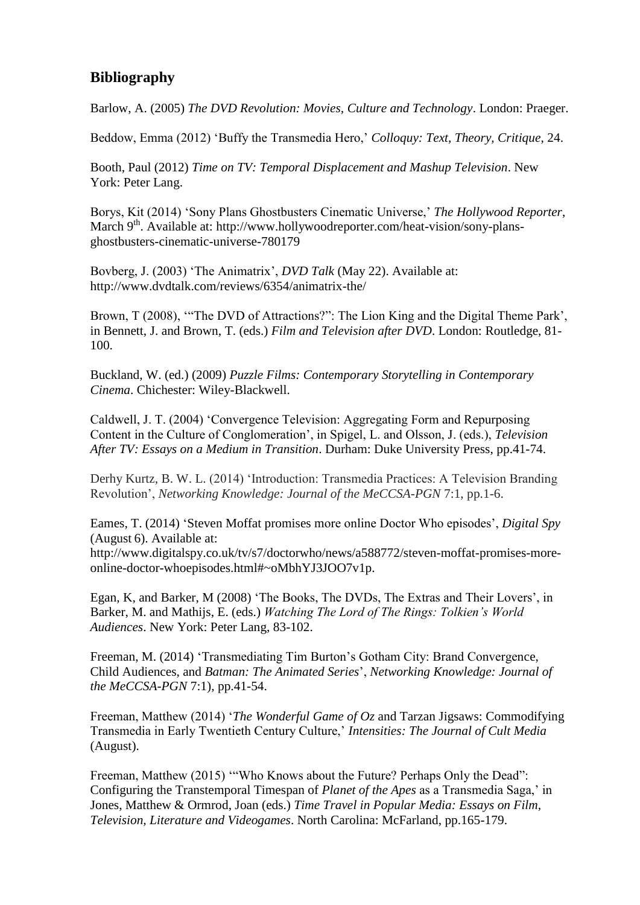## Bibliography

Barlow, A. (2005) *The DVD Revolution: Movies, Culture and Technology*. London: Praeger.

Beddow, Emma (2012) 'Buffy the Transmedia Hero,' *Colloquy: Text, Theory, Critique*, 24.

Booth, Paul (2012) *Time on TV: Temporal Displacement and Mashup Television*. New York: Peter Lang.

Borys, Kit (2014) 'Sony Plans Ghostbusters Cinematic Universe,' *The Hollywood Reporter*, March 9th. Available at: http://www.hollywoodreporter.com/heat-vision/sony-plans-ghostbusters-cinematic-universe-780179

Bovberg, J. (2003) 'The Animatrix', *DVD Talk* (May 22). Available at: http://www.dvdtalk.com/reviews/6354/animatrix-the/

Brown, T (2008), '"The DVD of Attractions?": The Lion King and the Digital Theme Park', in Bennett, J. and Brown, T. (eds.) *Film and Television after DVD*. London: Routledge, 81-100.

Buckland, W. (ed.) (2009) *Puzzle Films: Contemporary Storytelling in Contemporary Cinema*. Chichester: Wiley-Blackwell.

Caldwell, J. T. (2004) 'Convergence Television: Aggregating Form and Repurposing Content in the Culture of Conglomeration', in Spigel, L. and Olsson, J. (eds.), *Television After TV: Essays on a Medium in Transition*. Durham: Duke University Press, pp.41-74.

Derhy Kurtz, B. W. L. (2014) 'Introduction: Transmedia Practices: A Television Branding Revolution', *Networking Knowledge: Journal of the MeCCSA-PGN* 7:1, pp.1-6.

Eames, T. (2014) 'Steven Moffat promises more online Doctor Who episodes', *Digital Spy* (August 6). Available at: http://www.digitalspy.co.uk/tv/s7/doctorwho/news/a588772/steven-moffat-promises-more-online-doctor-whoepisodes.html#~oMbhYJ3JOO7v1p.

Egan, K, and Barker, M (2008) 'The Books, The DVDs, The Extras and Their Lovers', in Barker, M. and Mathijs, E. (eds.) *Watching The Lord of The Rings: Tolkien's World Audiences*. New York: Peter Lang, 83-102.

Freeman, M. (2014) 'Transmediating Tim Burton's Gotham City: Brand Convergence, Child Audiences, and *Batman: The Animated Series*', *Networking Knowledge: Journal of the MeCCSA-PGN* 7:1), pp.41-54.

Freeman, Matthew (2014) '*The Wonderful Game of Oz* and Tarzan Jigsaws: Commodifying Transmedia in Early Twentieth Century Culture,' *Intensities: The Journal of Cult Media* (August).

Freeman, Matthew (2015) '"Who Knows about the Future? Perhaps Only the Dead": Configuring the Transtemporal Timespan of *Planet of the Apes* as a Transmedia Saga,' in Jones, Matthew & Ormrod, Joan (eds.) *Time Travel in Popular Media: Essays on Film, Television, Literature and Videogames*. North Carolina: McFarland, pp.165-179.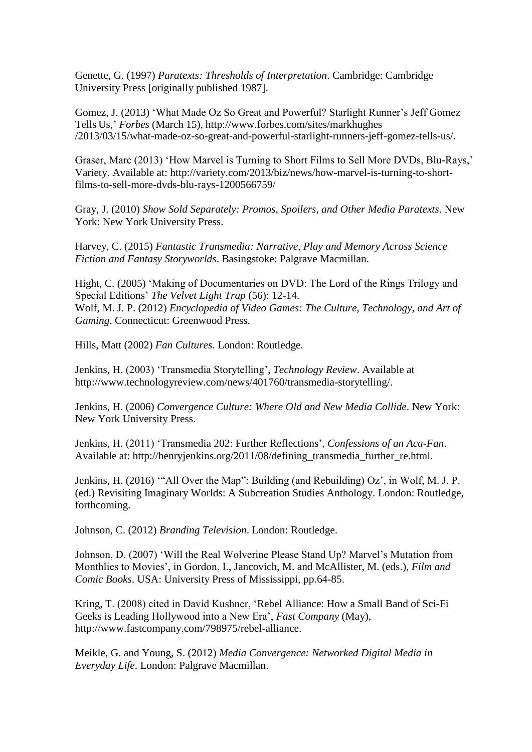Genette, G. (1997) *Paratexts: Thresholds of Interpretation*. Cambridge: Cambridge University Press [originally published 1987].

Gomez, J. (2013) 'What Made Oz So Great and Powerful? Starlight Runner's Jeff Gomez Tells Us,' *Forbes* (March 15), http://www.forbes.com/sites/markhughes /2013/03/15/what-made-oz-so-great-and-powerful-starlight-runners-jeff-gomez-tells-us/.

Graser, Marc (2013) 'How Marvel is Turning to Short Films to Sell More DVDs, Blu-Rays,' Variety. Available at: http://variety.com/2013/biz/news/how-marvel-is-turning-to-short-films-to-sell-more-dvds-blu-rays-1200566759/

Gray, J. (2010) *Show Sold Separately: Promos, Spoilers, and Other Media Paratexts*. New York: New York University Press.

Harvey, C. (2015) *Fantastic Transmedia: Narrative, Play and Memory Across Science Fiction and Fantasy Storyworlds*. Basingstoke: Palgrave Macmillan.

Hight, C. (2005) 'Making of Documentaries on DVD: The Lord of the Rings Trilogy and Special Editions' *The Velvet Light Trap* (56): 12-14.
Wolf, M. J. P. (2012) *Encyclopedia of Video Games: The Culture, Technology, and Art of Gaming*. Connecticut: Greenwood Press.

Hills, Matt (2002) *Fan Cultures*. London: Routledge.

Jenkins, H. (2003) 'Transmedia Storytelling', *Technology Review*. Available at http://www.technologyreview.com/news/401760/transmedia-storytelling/.

Jenkins, H. (2006) *Convergence Culture: Where Old and New Media Collide*. New York: New York University Press.

Jenkins, H. (2011) 'Transmedia 202: Further Reflections', *Confessions of an Aca-Fan*. Available at: http://henryjenkins.org/2011/08/defining_transmedia_further_re.html.

Jenkins, H. (2016) '"All Over the Map": Building (and Rebuilding) Oz', in Wolf, M. J. P. (ed.) Revisiting Imaginary Worlds: A Subcreation Studies Anthology. London: Routledge, forthcoming.

Johnson, C. (2012) *Branding Television*. London: Routledge.

Johnson, D. (2007) 'Will the Real Wolverine Please Stand Up? Marvel's Mutation from Monthlies to Movies', in Gordon, I., Jancovich, M. and McAllister, M. (eds.), *Film and Comic Books*. USA: University Press of Mississippi, pp.64-85.

Kring, T. (2008) cited in David Kushner, 'Rebel Alliance: How a Small Band of Sci-Fi Geeks is Leading Hollywood into a New Era', *Fast Company* (May), http://www.fastcompany.com/798975/rebel-alliance.

Meikle, G. and Young, S. (2012) *Media Convergence: Networked Digital Media in Everyday Life*. London: Palgrave Macmillan.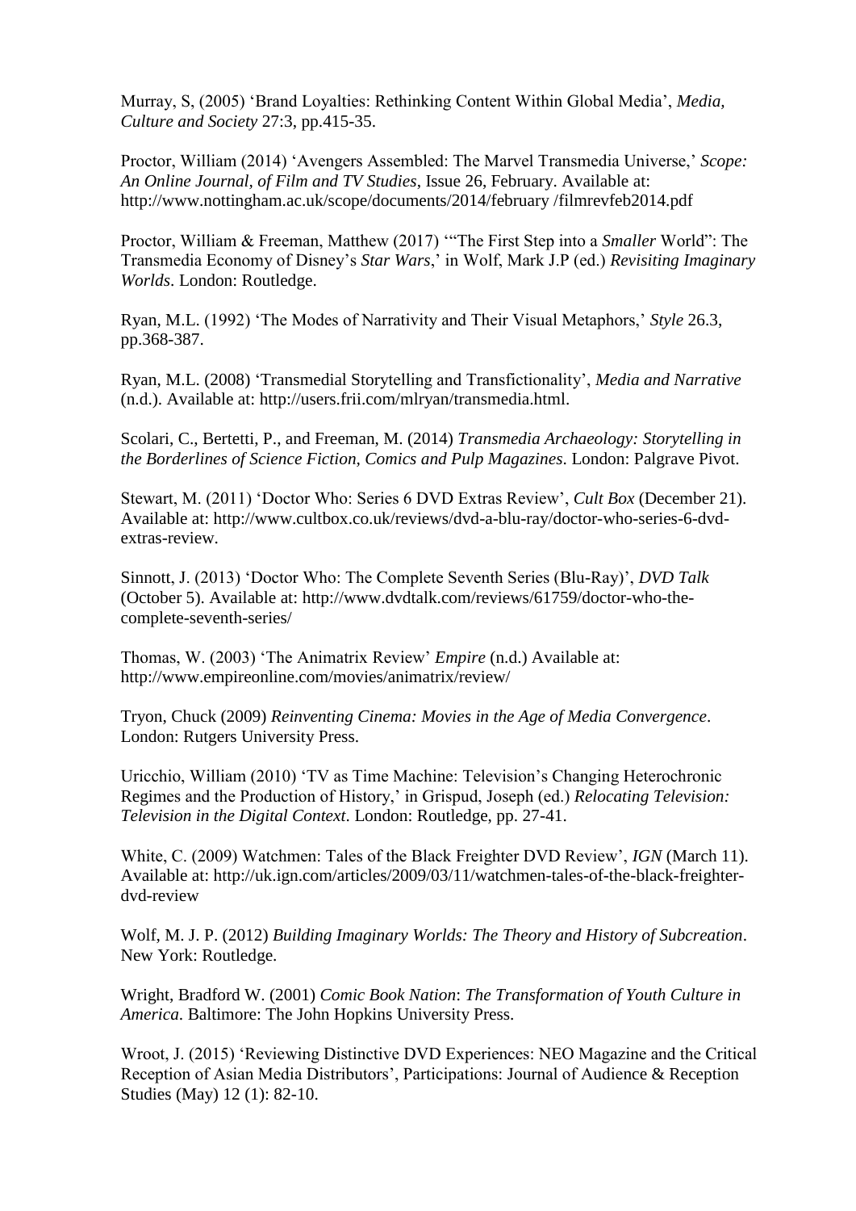Murray, S, (2005) 'Brand Loyalties: Rethinking Content Within Global Media', *Media, Culture and Society* 27:3, pp.415-35.

Proctor, William (2014) 'Avengers Assembled: The Marvel Transmedia Universe,' *Scope: An Online Journal, of Film and TV Studies*, Issue 26, February. Available at: http://www.nottingham.ac.uk/scope/documents/2014/february /filmrevfeb2014.pdf

Proctor, William & Freeman, Matthew (2017) '"The First Step into a *Smaller* World": The Transmedia Economy of Disney's *Star Wars*,' in Wolf, Mark J.P (ed.) *Revisiting Imaginary Worlds*. London: Routledge.

Ryan, M.L. (1992) 'The Modes of Narrativity and Their Visual Metaphors,' *Style* 26.3, pp.368-387.

Ryan, M.L. (2008) 'Transmedial Storytelling and Transfictionality', *Media and Narrative* (n.d.). Available at: http://users.frii.com/mlryan/transmedia.html.

Scolari, C., Bertetti, P., and Freeman, M. (2014) *Transmedia Archaeology: Storytelling in the Borderlines of Science Fiction, Comics and Pulp Magazines*. London: Palgrave Pivot.

Stewart, M. (2011) 'Doctor Who: Series 6 DVD Extras Review', *Cult Box* (December 21). Available at: http://www.cultbox.co.uk/reviews/dvd-a-blu-ray/doctor-who-series-6-dvd-extras-review.

Sinnott, J. (2013) 'Doctor Who: The Complete Seventh Series (Blu-Ray)', *DVD Talk* (October 5). Available at: http://www.dvdtalk.com/reviews/61759/doctor-who-the-complete-seventh-series/

Thomas, W. (2003) 'The Animatrix Review' *Empire* (n.d.) Available at: http://www.empireonline.com/movies/animatrix/review/

Tryon, Chuck (2009) *Reinventing Cinema: Movies in the Age of Media Convergence*. London: Rutgers University Press.

Uricchio, William (2010) 'TV as Time Machine: Television's Changing Heterochronic Regimes and the Production of History,' in Grispud, Joseph (ed.) *Relocating Television: Television in the Digital Context*. London: Routledge, pp. 27-41.

White, C. (2009) Watchmen: Tales of the Black Freighter DVD Review', *IGN* (March 11). Available at: http://uk.ign.com/articles/2009/03/11/watchmen-tales-of-the-black-freighter-dvd-review

Wolf, M. J. P. (2012) *Building Imaginary Worlds: The Theory and History of Subcreation*. New York: Routledge.

Wright, Bradford W. (2001) *Comic Book Nation*: *The Transformation of Youth Culture in America*. Baltimore: The John Hopkins University Press.

Wroot, J. (2015) 'Reviewing Distinctive DVD Experiences: NEO Magazine and the Critical Reception of Asian Media Distributors', Participations: Journal of Audience & Reception Studies (May) 12 (1): 82-10.